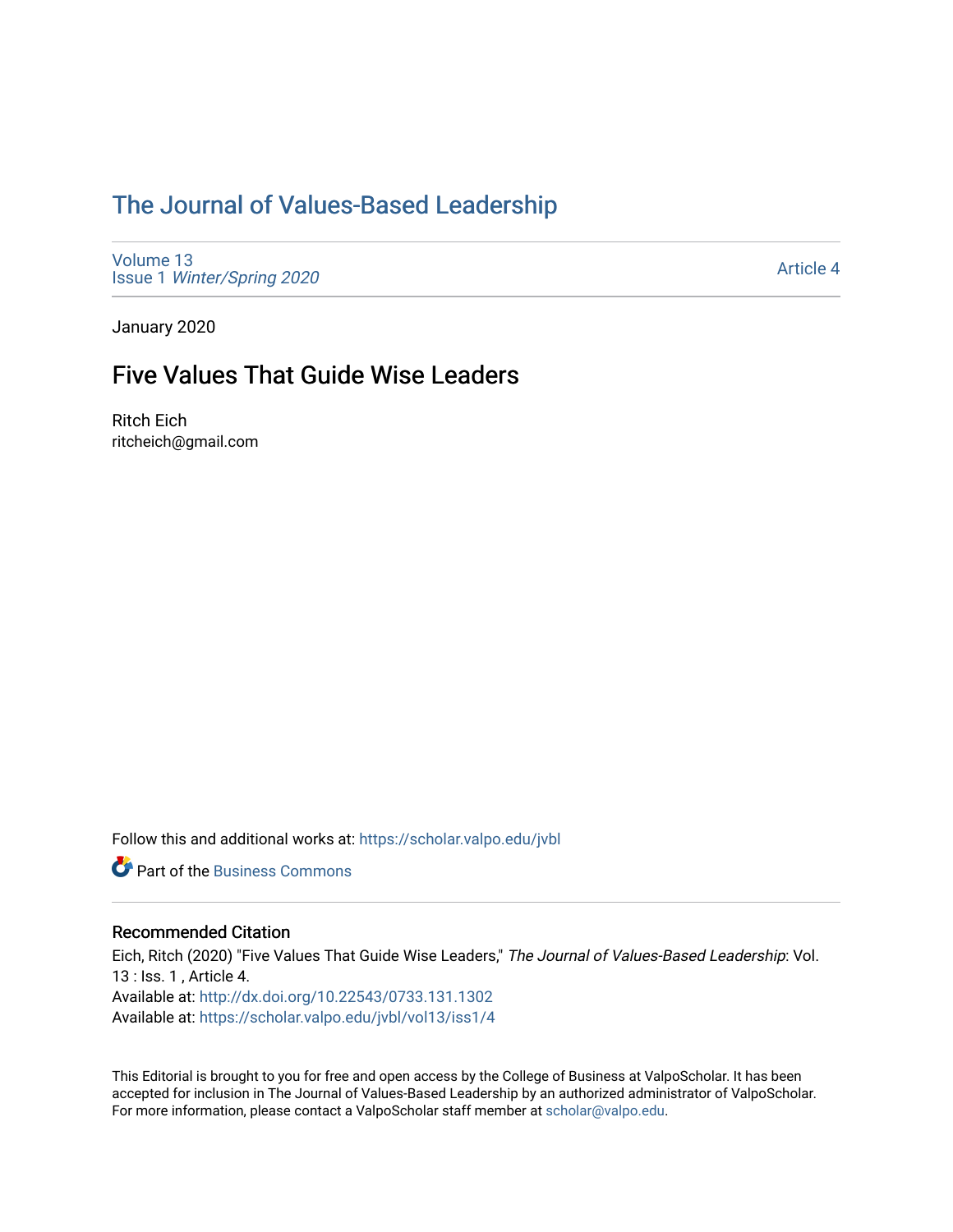# The Journal of Values-Based Leadership

Volume 13
Issue 1 *Winter/Spring 2020*

Article 4

January 2020

## Five Values That Guide Wise Leaders

Ritch Eich
ritcheich@gmail.com

Follow this and additional works at: https://scholar.valpo.edu/jvbl

Part of the Business Commons

### Recommended Citation

Eich, Ritch (2020) "Five Values That Guide Wise Leaders," *The Journal of Values-Based Leadership*: Vol. 13 : Iss. 1 , Article 4.
Available at: http://dx.doi.org/10.22543/0733.131.1302
Available at: https://scholar.valpo.edu/jvbl/vol13/iss1/4

This Editorial is brought to you for free and open access by the College of Business at ValpoScholar. It has been accepted for inclusion in The Journal of Values-Based Leadership by an authorized administrator of ValpoScholar. For more information, please contact a ValpoScholar staff member at scholar@valpo.edu.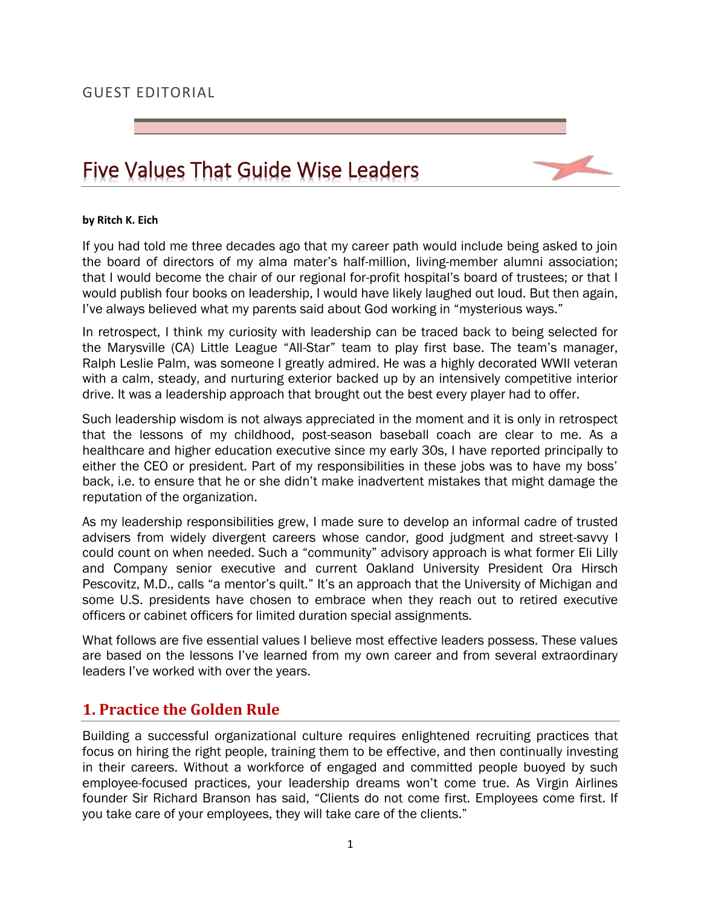GUEST EDITORIAL

# Five Values That Guide Wise Leaders

**by Ritch K. Eich**

If you had told me three decades ago that my career path would include being asked to join the board of directors of my alma mater's half-million, living-member alumni association; that I would become the chair of our regional for-profit hospital's board of trustees; or that I would publish four books on leadership, I would have likely laughed out loud. But then again, I've always believed what my parents said about God working in "mysterious ways."

In retrospect, I think my curiosity with leadership can be traced back to being selected for the Marysville (CA) Little League "All-Star" team to play first base. The team's manager, Ralph Leslie Palm, was someone I greatly admired. He was a highly decorated WWII veteran with a calm, steady, and nurturing exterior backed up by an intensively competitive interior drive. It was a leadership approach that brought out the best every player had to offer.

Such leadership wisdom is not always appreciated in the moment and it is only in retrospect that the lessons of my childhood, post-season baseball coach are clear to me. As a healthcare and higher education executive since my early 30s, I have reported principally to either the CEO or president. Part of my responsibilities in these jobs was to have my boss' back, i.e. to ensure that he or she didn't make inadvertent mistakes that might damage the reputation of the organization.

As my leadership responsibilities grew, I made sure to develop an informal cadre of trusted advisers from widely divergent careers whose candor, good judgment and street-savvy I could count on when needed. Such a "community" advisory approach is what former Eli Lilly and Company senior executive and current Oakland University President Ora Hirsch Pescovitz, M.D., calls "a mentor's quilt." It's an approach that the University of Michigan and some U.S. presidents have chosen to embrace when they reach out to retired executive officers or cabinet officers for limited duration special assignments.

What follows are five essential values I believe most effective leaders possess. These values are based on the lessons I've learned from my own career and from several extraordinary leaders I've worked with over the years.

## 1. Practice the Golden Rule

Building a successful organizational culture requires enlightened recruiting practices that focus on hiring the right people, training them to be effective, and then continually investing in their careers. Without a workforce of engaged and committed people buoyed by such employee-focused practices, your leadership dreams won't come true. As Virgin Airlines founder Sir Richard Branson has said, "Clients do not come first. Employees come first. If you take care of your employees, they will take care of the clients."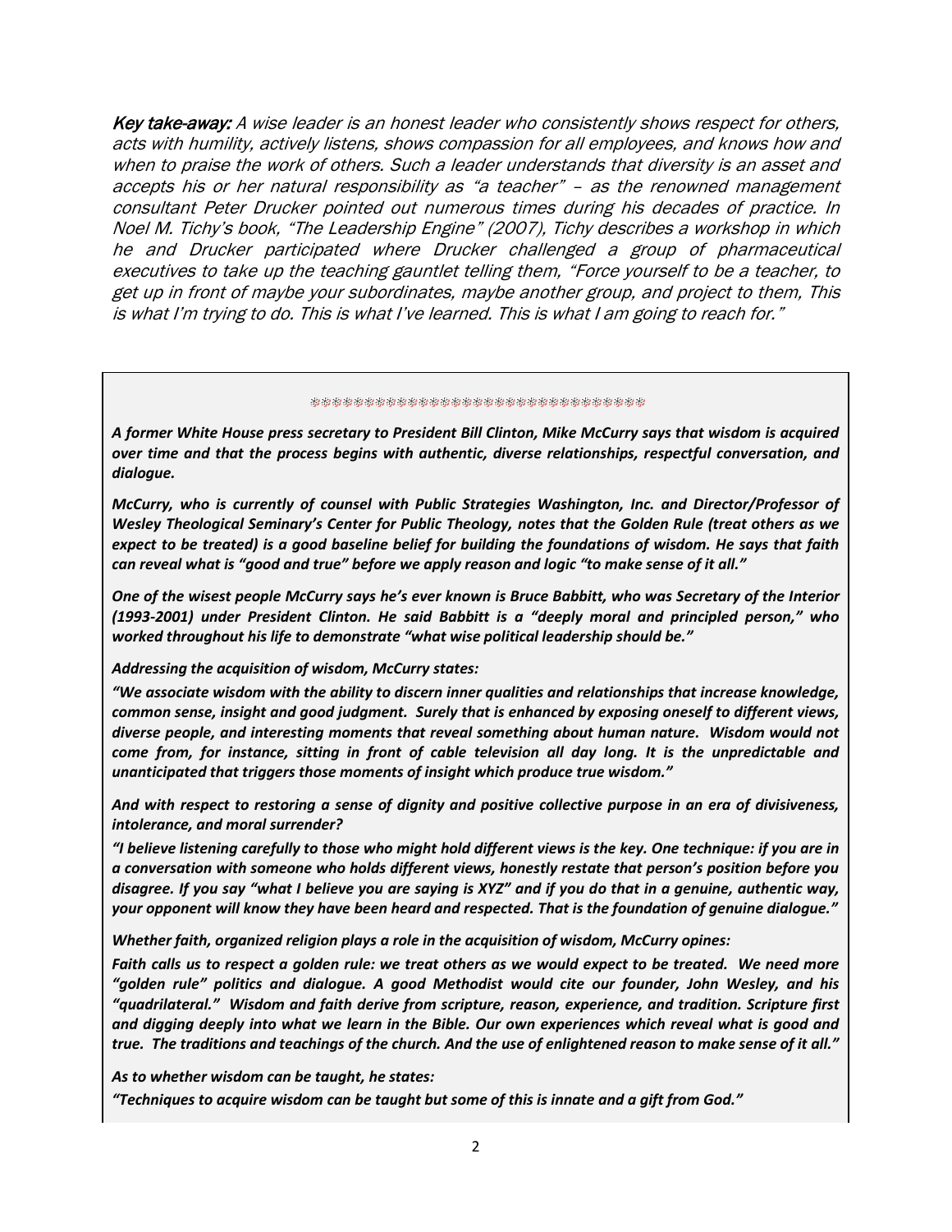***Key take-away:*** *A wise leader is an honest leader who consistently shows respect for others, acts with humility, actively listens, shows compassion for all employees, and knows how and when to praise the work of others. Such a leader understands that diversity is an asset and accepts his or her natural responsibility as "a teacher" – as the renowned management consultant Peter Drucker pointed out numerous times during his decades of practice. In Noel M. Tichy's book, "The Leadership Engine" (2007), Tichy describes a workshop in which he and Drucker participated where Drucker challenged a group of pharmaceutical executives to take up the teaching gauntlet telling them, "Force yourself to be a teacher, to get up in front of maybe your subordinates, maybe another group, and project to them, This is what I'm trying to do. This is what I've learned. This is what I am going to reach for."*

\*\*\*\*\*\*\*\*\*\*\*\*\*\*\*\*\*\*\*\*\*\*\*\*\*\*\*\*\*\*\*\*

***A former White House press secretary to President Bill Clinton, Mike McCurry says that wisdom is acquired over time and that the process begins with authentic, diverse relationships, respectful conversation, and dialogue.***

***McCurry, who is currently of counsel with Public Strategies Washington, Inc. and Director/Professor of Wesley Theological Seminary's Center for Public Theology, notes that the Golden Rule (treat others as we expect to be treated) is a good baseline belief for building the foundations of wisdom. He says that faith can reveal what is "good and true" before we apply reason and logic "to make sense of it all."***

***One of the wisest people McCurry says he's ever known is Bruce Babbitt, who was Secretary of the Interior (1993-2001) under President Clinton. He said Babbitt is a "deeply moral and principled person," who worked throughout his life to demonstrate "what wise political leadership should be."***

***Addressing the acquisition of wisdom, McCurry states:***

***"We associate wisdom with the ability to discern inner qualities and relationships that increase knowledge, common sense, insight and good judgment. Surely that is enhanced by exposing oneself to different views, diverse people, and interesting moments that reveal something about human nature. Wisdom would not come from, for instance, sitting in front of cable television all day long. It is the unpredictable and unanticipated that triggers those moments of insight which produce true wisdom."***

***And with respect to restoring a sense of dignity and positive collective purpose in an era of divisiveness, intolerance, and moral surrender?***

***"I believe listening carefully to those who might hold different views is the key. One technique: if you are in a conversation with someone who holds different views, honestly restate that person's position before you disagree. If you say "what I believe you are saying is XYZ" and if you do that in a genuine, authentic way, your opponent will know they have been heard and respected. That is the foundation of genuine dialogue."***

***Whether faith, organized religion plays a role in the acquisition of wisdom, McCurry opines:***

***Faith calls us to respect a golden rule: we treat others as we would expect to be treated. We need more "golden rule" politics and dialogue. A good Methodist would cite our founder, John Wesley, and his "quadrilateral." Wisdom and faith derive from scripture, reason, experience, and tradition. Scripture first and digging deeply into what we learn in the Bible. Our own experiences which reveal what is good and true. The traditions and teachings of the church. And the use of enlightened reason to make sense of it all."***

***As to whether wisdom can be taught, he states:***

***"Techniques to acquire wisdom can be taught but some of this is innate and a gift from God."***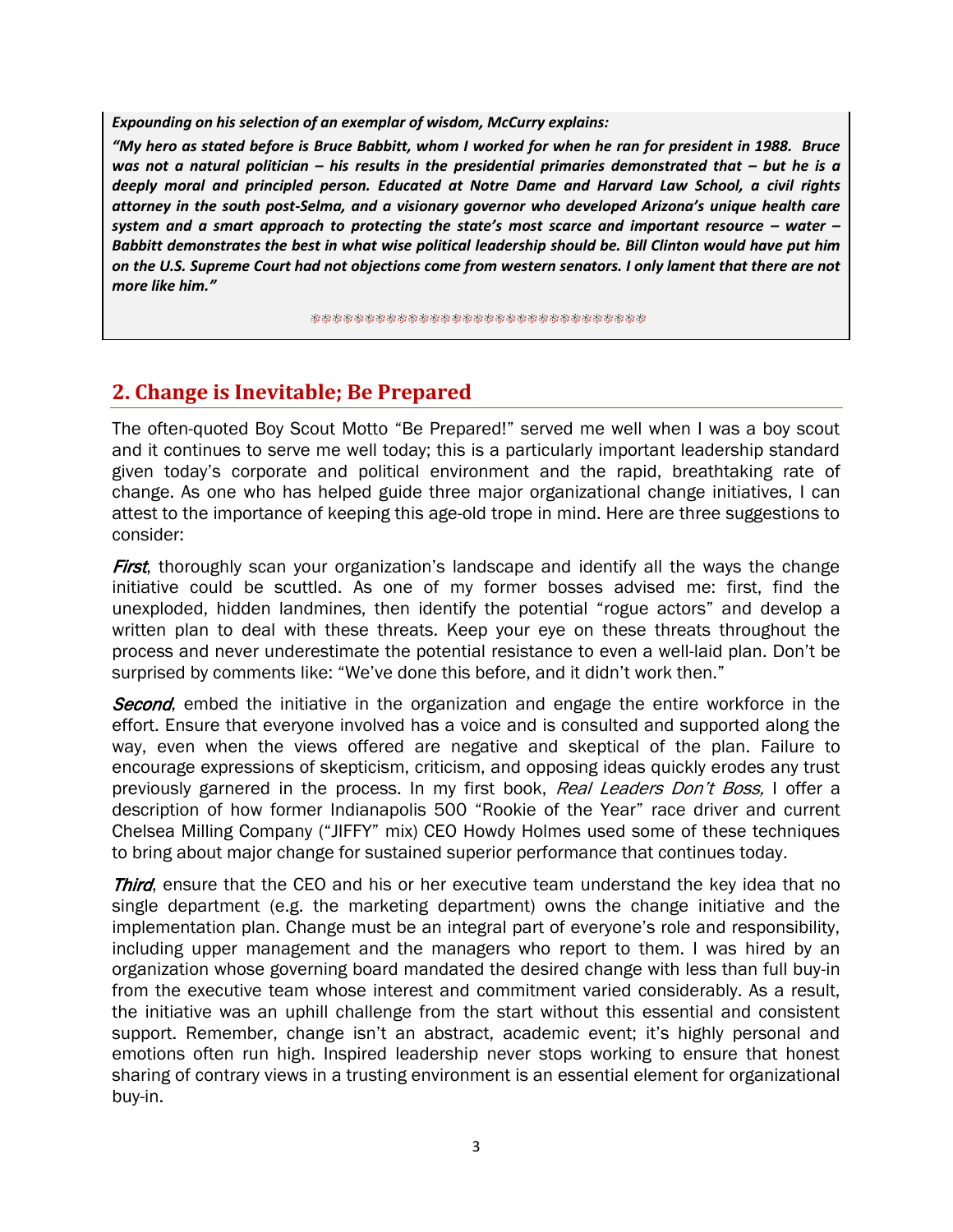***Expounding on his selection of an exemplar of wisdom, McCurry explains:***

***"My hero as stated before is Bruce Babbitt, whom I worked for when he ran for president in 1988. Bruce was not a natural politician – his results in the presidential primaries demonstrated that – but he is a deeply moral and principled person. Educated at Notre Dame and Harvard Law School, a civil rights attorney in the south post-Selma, and a visionary governor who developed Arizona's unique health care system and a smart approach to protecting the state's most scarce and important resource – water – Babbitt demonstrates the best in what wise political leadership should be. Bill Clinton would have put him on the U.S. Supreme Court had not objections come from western senators. I only lament that there are not more like him."***

## 2. Change is Inevitable; Be Prepared

The often-quoted Boy Scout Motto "Be Prepared!" served me well when I was a boy scout and it continues to serve me well today; this is a particularly important leadership standard given today's corporate and political environment and the rapid, breathtaking rate of change. As one who has helped guide three major organizational change initiatives, I can attest to the importance of keeping this age-old trope in mind. Here are three suggestions to consider:

*First*, thoroughly scan your organization's landscape and identify all the ways the change initiative could be scuttled. As one of my former bosses advised me: first, find the unexploded, hidden landmines, then identify the potential "rogue actors" and develop a written plan to deal with these threats. Keep your eye on these threats throughout the process and never underestimate the potential resistance to even a well-laid plan. Don't be surprised by comments like: "We've done this before, and it didn't work then."

*Second*, embed the initiative in the organization and engage the entire workforce in the effort. Ensure that everyone involved has a voice and is consulted and supported along the way, even when the views offered are negative and skeptical of the plan. Failure to encourage expressions of skepticism, criticism, and opposing ideas quickly erodes any trust previously garnered in the process. In my first book, *Real Leaders Don't Boss,* I offer a description of how former Indianapolis 500 "Rookie of the Year" race driver and current Chelsea Milling Company ("JIFFY" mix) CEO Howdy Holmes used some of these techniques to bring about major change for sustained superior performance that continues today.

*Third*, ensure that the CEO and his or her executive team understand the key idea that no single department (e.g. the marketing department) owns the change initiative and the implementation plan. Change must be an integral part of everyone's role and responsibility, including upper management and the managers who report to them. I was hired by an organization whose governing board mandated the desired change with less than full buy-in from the executive team whose interest and commitment varied considerably. As a result, the initiative was an uphill challenge from the start without this essential and consistent support. Remember, change isn't an abstract, academic event; it's highly personal and emotions often run high. Inspired leadership never stops working to ensure that honest sharing of contrary views in a trusting environment is an essential element for organizational buy-in.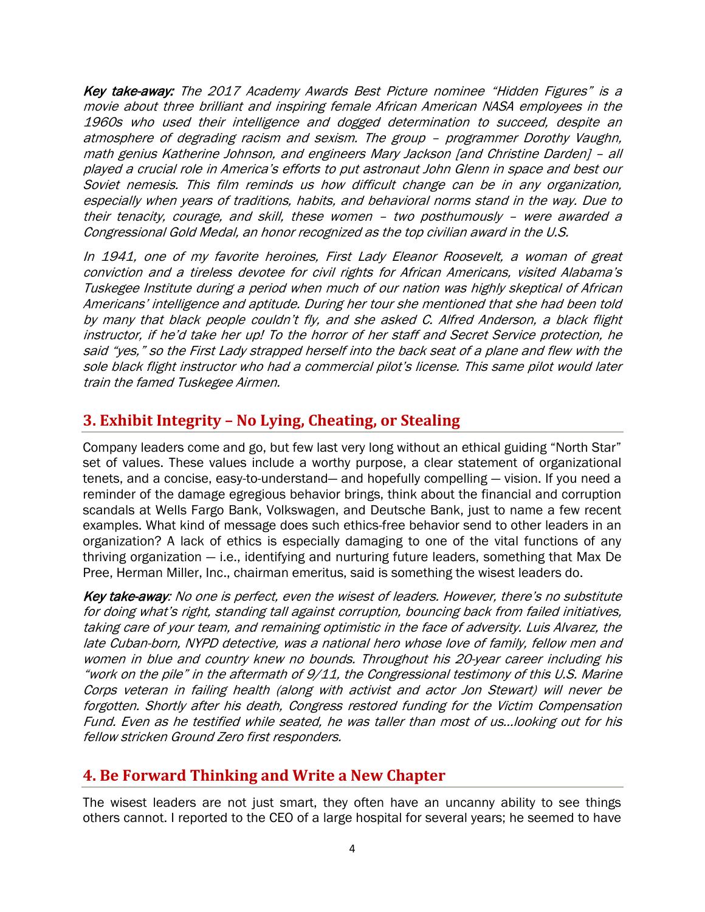***Key take-away:*** *The 2017 Academy Awards Best Picture nominee "Hidden Figures" is a movie about three brilliant and inspiring female African American NASA employees in the 1960s who used their intelligence and dogged determination to succeed, despite an atmosphere of degrading racism and sexism. The group – programmer Dorothy Vaughn, math genius Katherine Johnson, and engineers Mary Jackson [and Christine Darden] – all played a crucial role in America's efforts to put astronaut John Glenn in space and best our Soviet nemesis. This film reminds us how difficult change can be in any organization, especially when years of traditions, habits, and behavioral norms stand in the way. Due to their tenacity, courage, and skill, these women – two posthumously – were awarded a Congressional Gold Medal, an honor recognized as the top civilian award in the U.S.*

*In 1941, one of my favorite heroines, First Lady Eleanor Roosevelt, a woman of great conviction and a tireless devotee for civil rights for African Americans, visited Alabama's Tuskegee Institute during a period when much of our nation was highly skeptical of African Americans' intelligence and aptitude. During her tour she mentioned that she had been told by many that black people couldn't fly, and she asked C. Alfred Anderson, a black flight instructor, if he'd take her up! To the horror of her staff and Secret Service protection, he said "yes," so the First Lady strapped herself into the back seat of a plane and flew with the sole black flight instructor who had a commercial pilot's license. This same pilot would later train the famed Tuskegee Airmen.*

## 3. Exhibit Integrity – No Lying, Cheating, or Stealing

Company leaders come and go, but few last very long without an ethical guiding "North Star" set of values. These values include a worthy purpose, a clear statement of organizational tenets, and a concise, easy-to-understand— and hopefully compelling — vision. If you need a reminder of the damage egregious behavior brings, think about the financial and corruption scandals at Wells Fargo Bank, Volkswagen, and Deutsche Bank, just to name a few recent examples. What kind of message does such ethics-free behavior send to other leaders in an organization? A lack of ethics is especially damaging to one of the vital functions of any thriving organization — i.e., identifying and nurturing future leaders, something that Max De Pree, Herman Miller, Inc., chairman emeritus, said is something the wisest leaders do.

***Key take-away****: No one is perfect, even the wisest of leaders. However, there's no substitute for doing what's right, standing tall against corruption, bouncing back from failed initiatives, taking care of your team, and remaining optimistic in the face of adversity. Luis Alvarez, the late Cuban-born, NYPD detective, was a national hero whose love of family, fellow men and women in blue and country knew no bounds. Throughout his 20-year career including his "work on the pile" in the aftermath of 9/11, the Congressional testimony of this U.S. Marine Corps veteran in failing health (along with activist and actor Jon Stewart) will never be forgotten. Shortly after his death, Congress restored funding for the Victim Compensation Fund. Even as he testified while seated, he was taller than most of us…looking out for his fellow stricken Ground Zero first responders.*

## 4. Be Forward Thinking and Write a New Chapter

The wisest leaders are not just smart, they often have an uncanny ability to see things others cannot. I reported to the CEO of a large hospital for several years; he seemed to have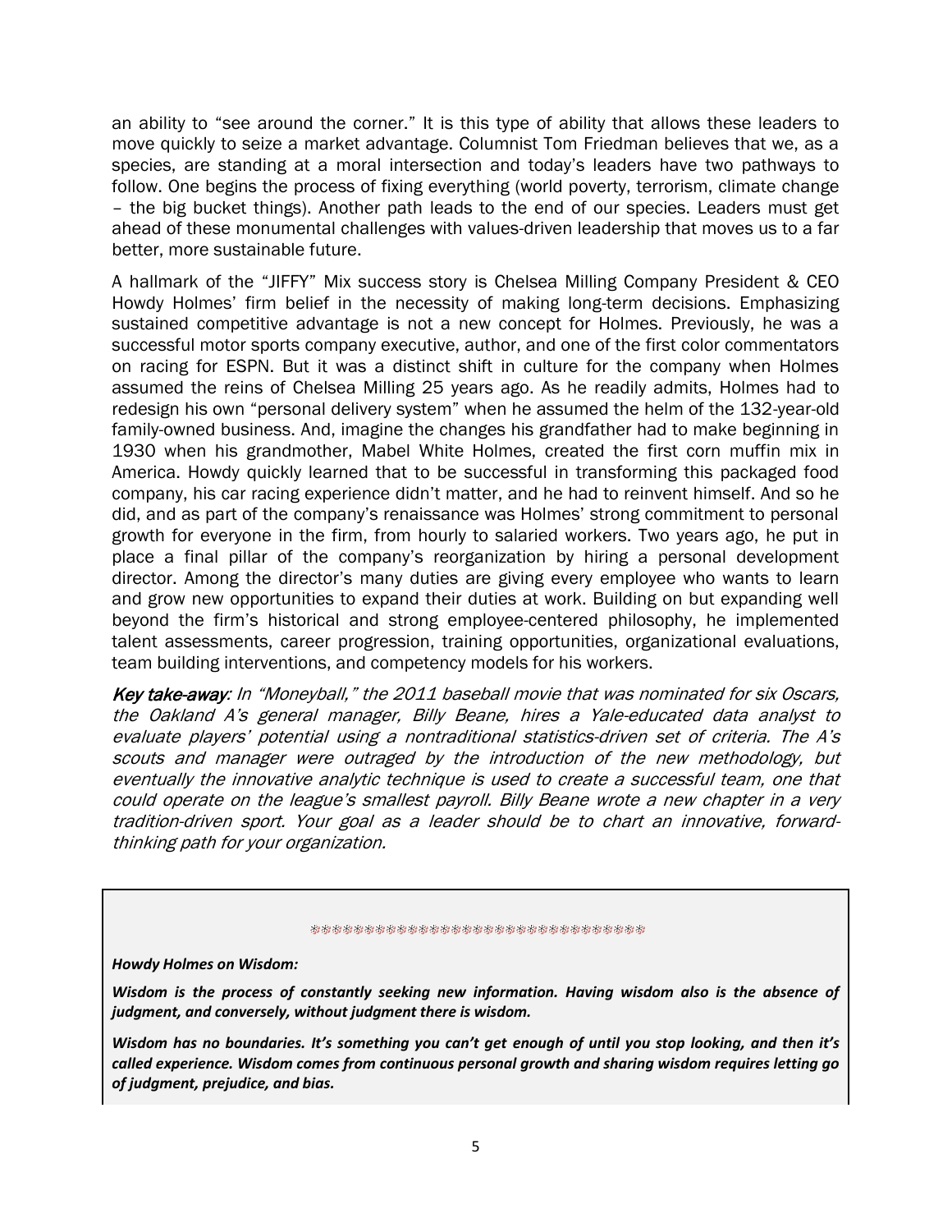an ability to "see around the corner." It is this type of ability that allows these leaders to move quickly to seize a market advantage. Columnist Tom Friedman believes that we, as a species, are standing at a moral intersection and today's leaders have two pathways to follow. One begins the process of fixing everything (world poverty, terrorism, climate change – the big bucket things). Another path leads to the end of our species. Leaders must get ahead of these monumental challenges with values-driven leadership that moves us to a far better, more sustainable future.

A hallmark of the "JIFFY" Mix success story is Chelsea Milling Company President & CEO Howdy Holmes' firm belief in the necessity of making long-term decisions. Emphasizing sustained competitive advantage is not a new concept for Holmes. Previously, he was a successful motor sports company executive, author, and one of the first color commentators on racing for ESPN. But it was a distinct shift in culture for the company when Holmes assumed the reins of Chelsea Milling 25 years ago. As he readily admits, Holmes had to redesign his own "personal delivery system" when he assumed the helm of the 132-year-old family-owned business. And, imagine the changes his grandfather had to make beginning in 1930 when his grandmother, Mabel White Holmes, created the first corn muffin mix in America. Howdy quickly learned that to be successful in transforming this packaged food company, his car racing experience didn't matter, and he had to reinvent himself. And so he did, and as part of the company's renaissance was Holmes' strong commitment to personal growth for everyone in the firm, from hourly to salaried workers. Two years ago, he put in place a final pillar of the company's reorganization by hiring a personal development director. Among the director's many duties are giving every employee who wants to learn and grow new opportunities to expand their duties at work. Building on but expanding well beyond the firm's historical and strong employee-centered philosophy, he implemented talent assessments, career progression, training opportunities, organizational evaluations, team building interventions, and competency models for his workers.

*Key take-away: In "Moneyball," the 2011 baseball movie that was nominated for six Oscars, the Oakland A's general manager, Billy Beane, hires a Yale-educated data analyst to evaluate players' potential using a nontraditional statistics-driven set of criteria. The A's scouts and manager were outraged by the introduction of the new methodology, but eventually the innovative analytic technique is used to create a successful team, one that could operate on the league's smallest payroll. Billy Beane wrote a new chapter in a very tradition-driven sport. Your goal as a leader should be to chart an innovative, forward-thinking path for your organization.*

---

***Howdy Holmes on Wisdom:***

***Wisdom is the process of constantly seeking new information. Having wisdom also is the absence of judgment, and conversely, without judgment there is wisdom.***

***Wisdom has no boundaries. It's something you can't get enough of until you stop looking, and then it's called experience. Wisdom comes from continuous personal growth and sharing wisdom requires letting go of judgment, prejudice, and bias.***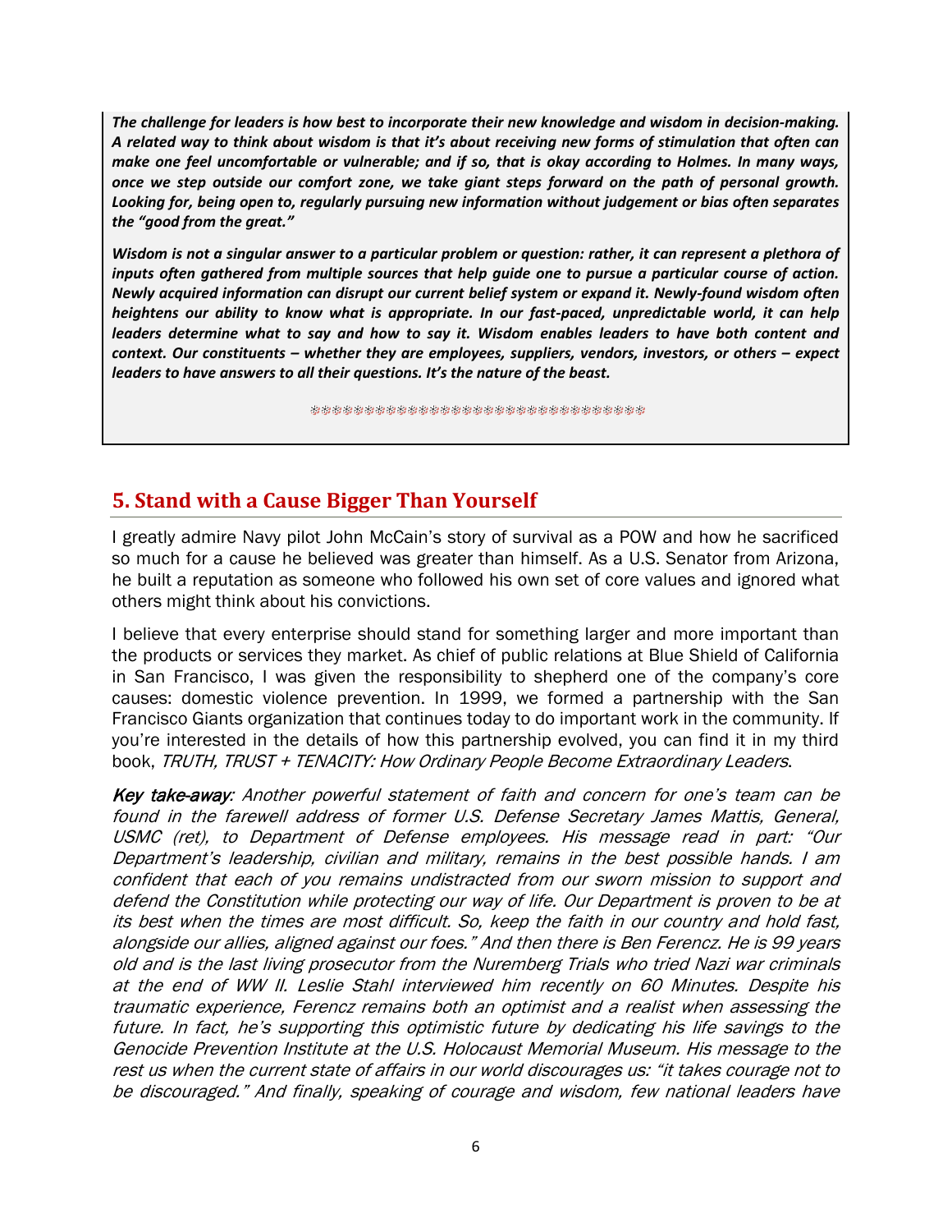***The challenge for leaders is how best to incorporate their new knowledge and wisdom in decision-making. A related way to think about wisdom is that it's about receiving new forms of stimulation that often can make one feel uncomfortable or vulnerable; and if so, that is okay according to Holmes. In many ways, once we step outside our comfort zone, we take giant steps forward on the path of personal growth. Looking for, being open to, regularly pursuing new information without judgement or bias often separates the "good from the great."***

***Wisdom is not a singular answer to a particular problem or question: rather, it can represent a plethora of inputs often gathered from multiple sources that help guide one to pursue a particular course of action. Newly acquired information can disrupt our current belief system or expand it. Newly-found wisdom often heightens our ability to know what is appropriate. In our fast-paced, unpredictable world, it can help leaders determine what to say and how to say it. Wisdom enables leaders to have both content and context. Our constituents – whether they are employees, suppliers, vendors, investors, or others – expect leaders to have answers to all their questions. It's the nature of the beast.***

❄❄❄❄❄❄❄❄❄❄❄❄❄❄❄❄❄❄❄❄❄❄❄❄❄❄❄❄❄❄❄

## 5. Stand with a Cause Bigger Than Yourself

I greatly admire Navy pilot John McCain's story of survival as a POW and how he sacrificed so much for a cause he believed was greater than himself. As a U.S. Senator from Arizona, he built a reputation as someone who followed his own set of core values and ignored what others might think about his convictions.

I believe that every enterprise should stand for something larger and more important than the products or services they market. As chief of public relations at Blue Shield of California in San Francisco, I was given the responsibility to shepherd one of the company's core causes: domestic violence prevention. In 1999, we formed a partnership with the San Francisco Giants organization that continues today to do important work in the community. If you're interested in the details of how this partnership evolved, you can find it in my third book, *TRUTH, TRUST + TENACITY: How Ordinary People Become Extraordinary Leaders*.

***Key take-away****: Another powerful statement of faith and concern for one's team can be found in the farewell address of former U.S. Defense Secretary James Mattis, General, USMC (ret), to Department of Defense employees. His message read in part: "Our Department's leadership, civilian and military, remains in the best possible hands. I am confident that each of you remains undistracted from our sworn mission to support and defend the Constitution while protecting our way of life. Our Department is proven to be at its best when the times are most difficult. So, keep the faith in our country and hold fast, alongside our allies, aligned against our foes." And then there is Ben Ferencz. He is 99 years old and is the last living prosecutor from the Nuremberg Trials who tried Nazi war criminals at the end of WW II. Leslie Stahl interviewed him recently on 60 Minutes. Despite his traumatic experience, Ferencz remains both an optimist and a realist when assessing the future. In fact, he's supporting this optimistic future by dedicating his life savings to the Genocide Prevention Institute at the U.S. Holocaust Memorial Museum. His message to the rest us when the current state of affairs in our world discourages us: "it takes courage not to be discouraged." And finally, speaking of courage and wisdom, few national leaders have*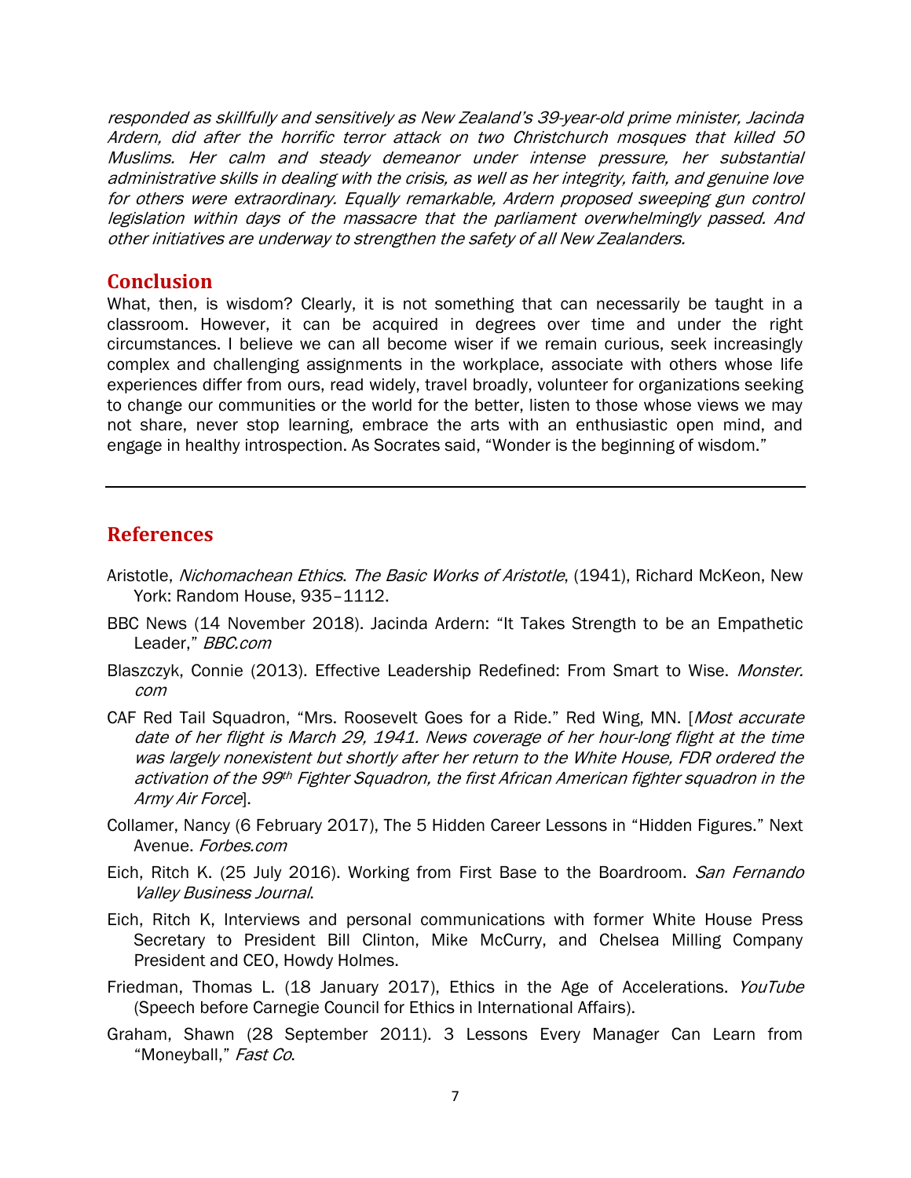*responded as skillfully and sensitively as New Zealand's 39-year-old prime minister, Jacinda Ardern, did after the horrific terror attack on two Christchurch mosques that killed 50 Muslims. Her calm and steady demeanor under intense pressure, her substantial administrative skills in dealing with the crisis, as well as her integrity, faith, and genuine love for others were extraordinary. Equally remarkable, Ardern proposed sweeping gun control legislation within days of the massacre that the parliament overwhelmingly passed. And other initiatives are underway to strengthen the safety of all New Zealanders.*

## Conclusion

What, then, is wisdom? Clearly, it is not something that can necessarily be taught in a classroom. However, it can be acquired in degrees over time and under the right circumstances. I believe we can all become wiser if we remain curious, seek increasingly complex and challenging assignments in the workplace, associate with others whose life experiences differ from ours, read widely, travel broadly, volunteer for organizations seeking to change our communities or the world for the better, listen to those whose views we may not share, never stop learning, embrace the arts with an enthusiastic open mind, and engage in healthy introspection. As Socrates said, "Wonder is the beginning of wisdom."

---

## References

Aristotle, *Nichomachean Ethics*. *The Basic Works of Aristotle*, (1941), Richard McKeon, New York: Random House, 935–1112.

BBC News (14 November 2018). Jacinda Ardern: "It Takes Strength to be an Empathetic Leader," *BBC.com*

Blaszczyk, Connie (2013). Effective Leadership Redefined: From Smart to Wise. *Monster.com*

CAF Red Tail Squadron, "Mrs. Roosevelt Goes for a Ride." Red Wing, MN. [*Most accurate date of her flight is March 29, 1941. News coverage of her hour-long flight at the time was largely nonexistent but shortly after her return to the White House, FDR ordered the activation of the 99th Fighter Squadron, the first African American fighter squadron in the Army Air Force*].

Collamer, Nancy (6 February 2017), The 5 Hidden Career Lessons in "Hidden Figures." Next Avenue. *Forbes.com*

Eich, Ritch K. (25 July 2016). Working from First Base to the Boardroom. *San Fernando Valley Business Journal*.

Eich, Ritch K, Interviews and personal communications with former White House Press Secretary to President Bill Clinton, Mike McCurry, and Chelsea Milling Company President and CEO, Howdy Holmes.

Friedman, Thomas L. (18 January 2017), Ethics in the Age of Accelerations. *YouTube* (Speech before Carnegie Council for Ethics in International Affairs).

Graham, Shawn (28 September 2011). 3 Lessons Every Manager Can Learn from "Moneyball," *Fast Co*.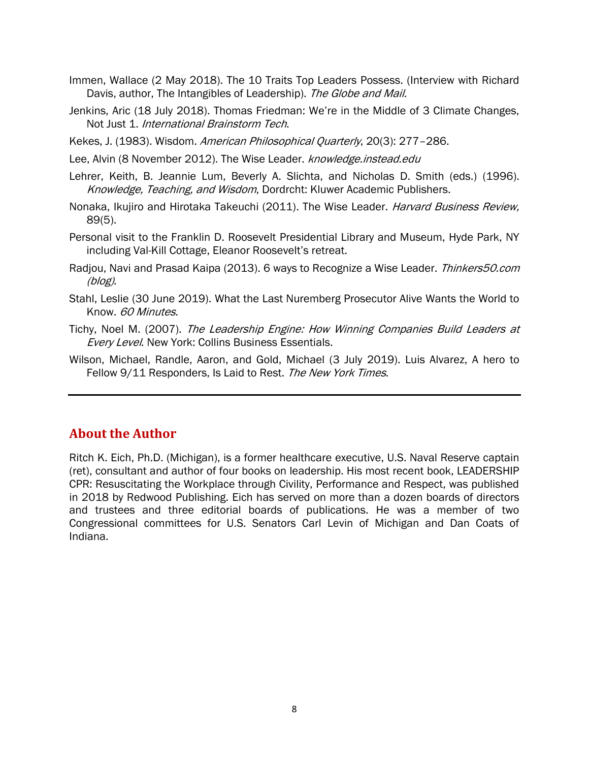Immen, Wallace (2 May 2018). The 10 Traits Top Leaders Possess. (Interview with Richard Davis, author, The Intangibles of Leadership). *The Globe and Mail.*

Jenkins, Aric (18 July 2018). Thomas Friedman: We're in the Middle of 3 Climate Changes, Not Just 1. *International Brainstorm Tech*.

Kekes, J. (1983). Wisdom. *American Philosophical Quarterly*, 20(3): 277–286.

Lee, Alvin (8 November 2012). The Wise Leader. *knowledge.instead.edu*

Lehrer, Keith, B. Jeannie Lum, Beverly A. Slichta, and Nicholas D. Smith (eds.) (1996). *Knowledge, Teaching, and Wisdom*, Dordrcht: Kluwer Academic Publishers.

Nonaka, Ikujiro and Hirotaka Takeuchi (2011). The Wise Leader. *Harvard Business Review,* 89(5).

Personal visit to the Franklin D. Roosevelt Presidential Library and Museum, Hyde Park, NY including Val-Kill Cottage, Eleanor Roosevelt's retreat.

Radjou, Navi and Prasad Kaipa (2013). 6 ways to Recognize a Wise Leader. *Thinkers50.com (blog)*.

Stahl, Leslie (30 June 2019). What the Last Nuremberg Prosecutor Alive Wants the World to Know. *60 Minutes*.

Tichy, Noel M. (2007). *The Leadership Engine: How Winning Companies Build Leaders at Every Level*. New York: Collins Business Essentials.

Wilson, Michael, Randle, Aaron, and Gold, Michael (3 July 2019). Luis Alvarez, A hero to Fellow 9/11 Responders, Is Laid to Rest. *The New York Times*.

---

## About the Author

Ritch K. Eich, Ph.D. (Michigan), is a former healthcare executive, U.S. Naval Reserve captain (ret), consultant and author of four books on leadership. His most recent book, LEADERSHIP CPR: Resuscitating the Workplace through Civility, Performance and Respect, was published in 2018 by Redwood Publishing. Eich has served on more than a dozen boards of directors and trustees and three editorial boards of publications. He was a member of two Congressional committees for U.S. Senators Carl Levin of Michigan and Dan Coats of Indiana.